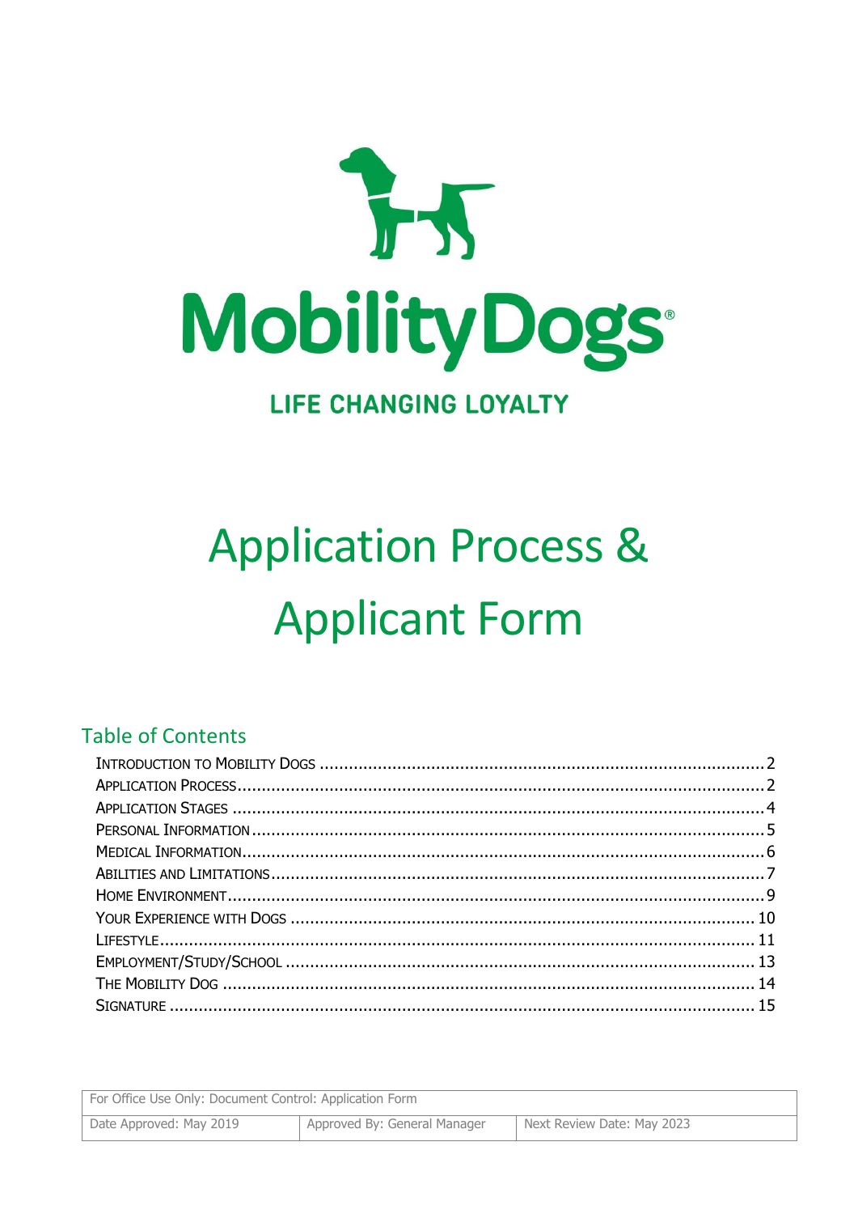MobilityDogs®

LIFE CHANGING LOYALTY

# Application Process & Applicant Form

## Table of Contents

- Introduction to Mobility Dogs ........ 2
- Application Process ........ 2
- Application Stages ........ 4
- Personal Information ........ 5
- Medical Information ........ 6
- Abilities and Limitations ........ 7
- Home Environment ........ 9
- Your Experience with Dogs ........ 10
- Lifestyle ........ 11
- Employment/Study/School ........ 13
- The Mobility Dog ........ 14
- Signature ........ 15

| For Office Use Only: Document Control: Application Form | | |
| --- | --- | --- |
| Date Approved: May 2019 | Approved By: General Manager | Next Review Date: May 2023 |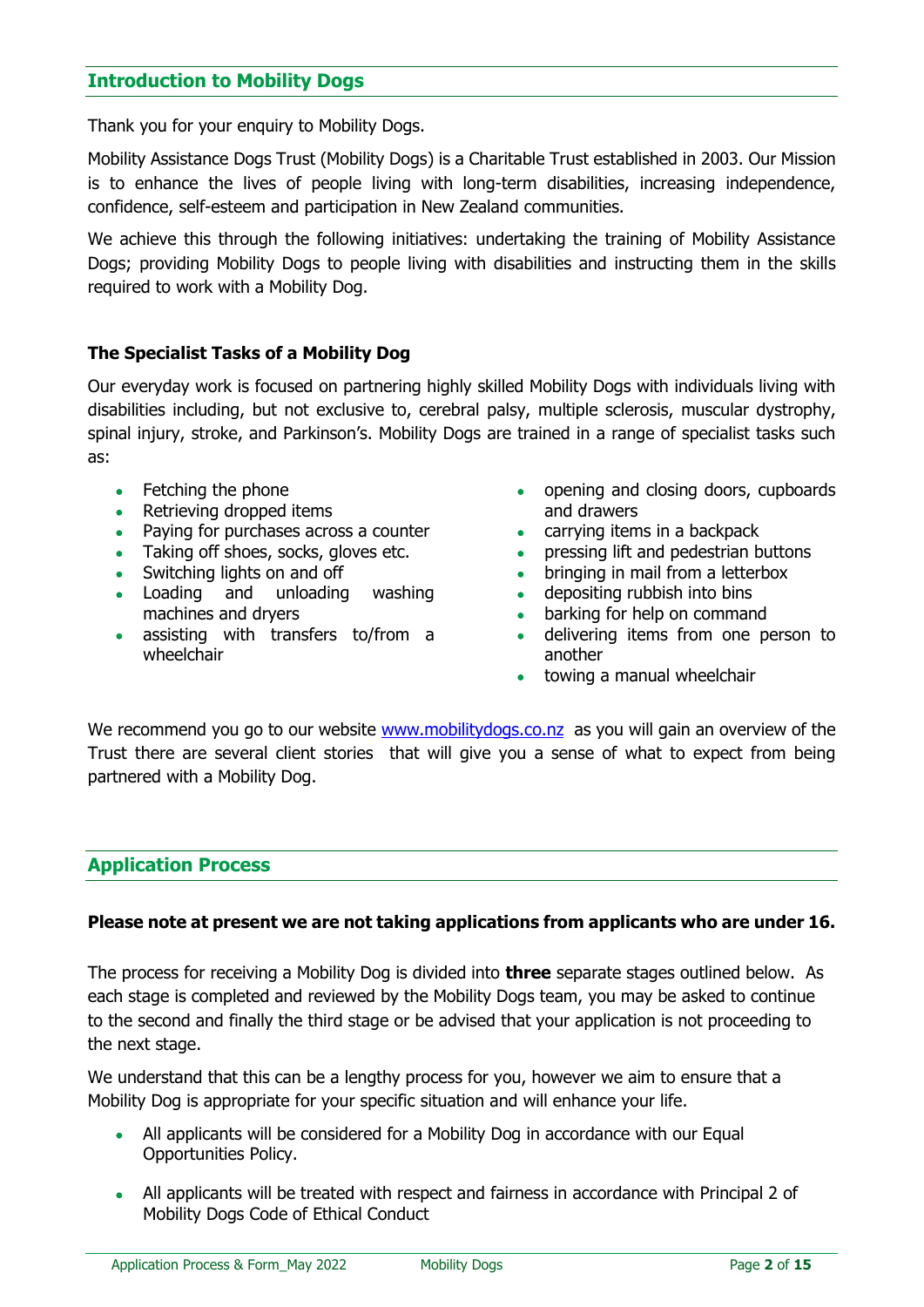## Introduction to Mobility Dogs

Thank you for your enquiry to Mobility Dogs.

Mobility Assistance Dogs Trust (Mobility Dogs) is a Charitable Trust established in 2003. Our Mission is to enhance the lives of people living with long-term disabilities, increasing independence, confidence, self-esteem and participation in New Zealand communities.

We achieve this through the following initiatives: undertaking the training of Mobility Assistance Dogs; providing Mobility Dogs to people living with disabilities and instructing them in the skills required to work with a Mobility Dog.

### The Specialist Tasks of a Mobility Dog

Our everyday work is focused on partnering highly skilled Mobility Dogs with individuals living with disabilities including, but not exclusive to, cerebral palsy, multiple sclerosis, muscular dystrophy, spinal injury, stroke, and Parkinson's. Mobility Dogs are trained in a range of specialist tasks such as:

- Fetching the phone
- Retrieving dropped items
- Paying for purchases across a counter
- Taking off shoes, socks, gloves etc.
- Switching lights on and off
- Loading and unloading washing machines and dryers
- assisting with transfers to/from a wheelchair
- opening and closing doors, cupboards and drawers
- carrying items in a backpack
- pressing lift and pedestrian buttons
- bringing in mail from a letterbox
- depositing rubbish into bins
- barking for help on command
- delivering items from one person to another
- towing a manual wheelchair

We recommend you go to our website www.mobilitydogs.co.nz as you will gain an overview of the Trust there are several client stories that will give you a sense of what to expect from being partnered with a Mobility Dog.

## Application Process

**Please note at present we are not taking applications from applicants who are under 16.**

The process for receiving a Mobility Dog is divided into **three** separate stages outlined below. As each stage is completed and reviewed by the Mobility Dogs team, you may be asked to continue to the second and finally the third stage or be advised that your application is not proceeding to the next stage.

We understand that this can be a lengthy process for you, however we aim to ensure that a Mobility Dog is appropriate for your specific situation and will enhance your life.

- All applicants will be considered for a Mobility Dog in accordance with our Equal Opportunities Policy.
- All applicants will be treated with respect and fairness in accordance with Principal 2 of Mobility Dogs Code of Ethical Conduct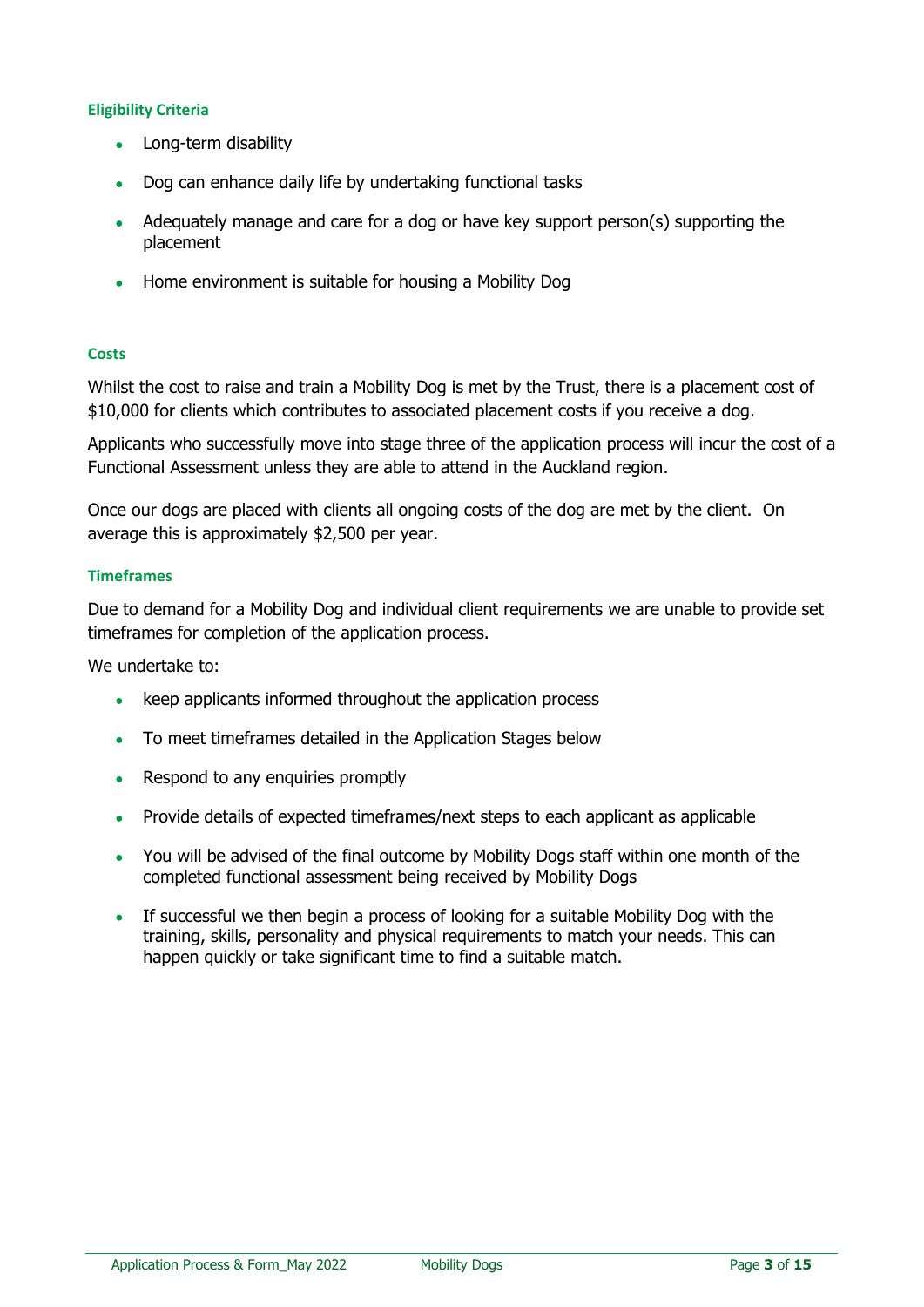#### Eligibility Criteria

- Long-term disability
- Dog can enhance daily life by undertaking functional tasks
- Adequately manage and care for a dog or have key support person(s) supporting the placement
- Home environment is suitable for housing a Mobility Dog

#### Costs

Whilst the cost to raise and train a Mobility Dog is met by the Trust, there is a placement cost of $10,000 for clients which contributes to associated placement costs if you receive a dog.

Applicants who successfully move into stage three of the application process will incur the cost of a Functional Assessment unless they are able to attend in the Auckland region.

Once our dogs are placed with clients all ongoing costs of the dog are met by the client. On average this is approximately $2,500 per year.

#### Timeframes

Due to demand for a Mobility Dog and individual client requirements we are unable to provide set timeframes for completion of the application process.

We undertake to:

- keep applicants informed throughout the application process
- To meet timeframes detailed in the Application Stages below
- Respond to any enquiries promptly
- Provide details of expected timeframes/next steps to each applicant as applicable
- You will be advised of the final outcome by Mobility Dogs staff within one month of the completed functional assessment being received by Mobility Dogs
- If successful we then begin a process of looking for a suitable Mobility Dog with the training, skills, personality and physical requirements to match your needs. This can happen quickly or take significant time to find a suitable match.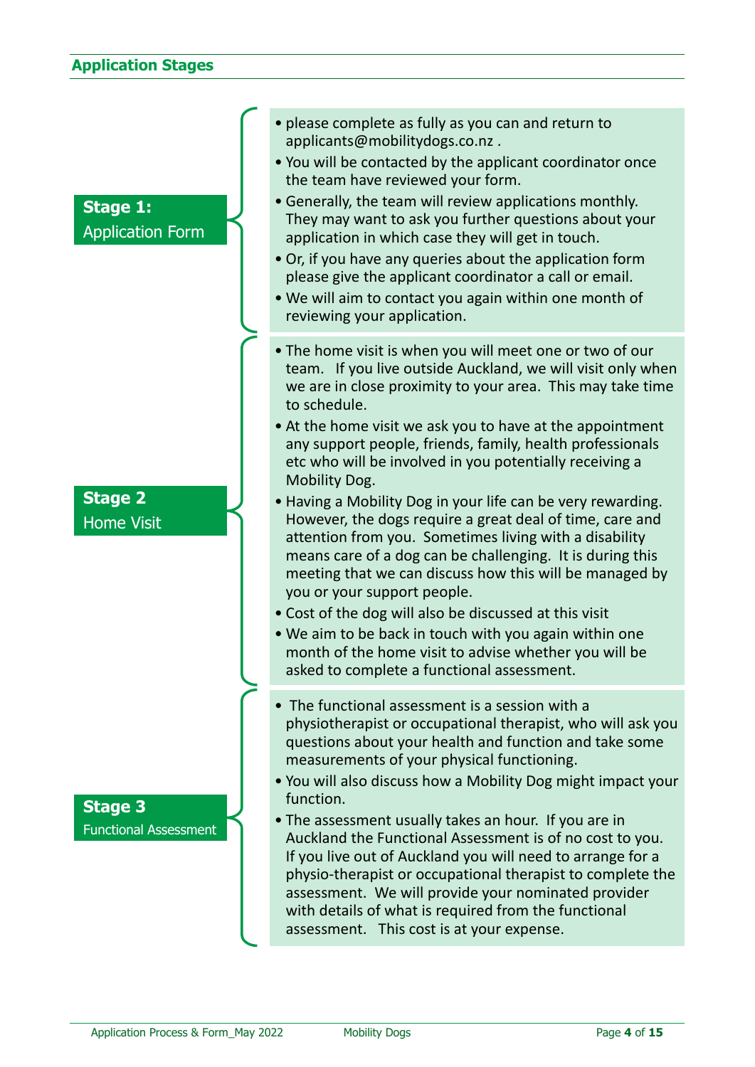## Application Stages

### Stage 1: Application Form

- please complete as fully as you can and return to applicants@mobilitydogs.co.nz .
- You will be contacted by the applicant coordinator once the team have reviewed your form.
- Generally, the team will review applications monthly. They may want to ask you further questions about your application in which case they will get in touch.
- Or, if you have any queries about the application form please give the applicant coordinator a call or email.
- We will aim to contact you again within one month of reviewing your application.

### Stage 2 Home Visit

- The home visit is when you will meet one or two of our team. If you live outside Auckland, we will visit only when we are in close proximity to your area. This may take time to schedule.
- At the home visit we ask you to have at the appointment any support people, friends, family, health professionals etc who will be involved in you potentially receiving a Mobility Dog.
- Having a Mobility Dog in your life can be very rewarding. However, the dogs require a great deal of time, care and attention from you. Sometimes living with a disability means care of a dog can be challenging. It is during this meeting that we can discuss how this will be managed by you or your support people.
- Cost of the dog will also be discussed at this visit
- We aim to be back in touch with you again within one month of the home visit to advise whether you will be asked to complete a functional assessment.

### Stage 3 Functional Assessment

- The functional assessment is a session with a physiotherapist or occupational therapist, who will ask you questions about your health and function and take some measurements of your physical functioning.
- You will also discuss how a Mobility Dog might impact your function.
- The assessment usually takes an hour. If you are in Auckland the Functional Assessment is of no cost to you. If you live out of Auckland you will need to arrange for a physio-therapist or occupational therapist to complete the assessment. We will provide your nominated provider with details of what is required from the functional assessment. This cost is at your expense.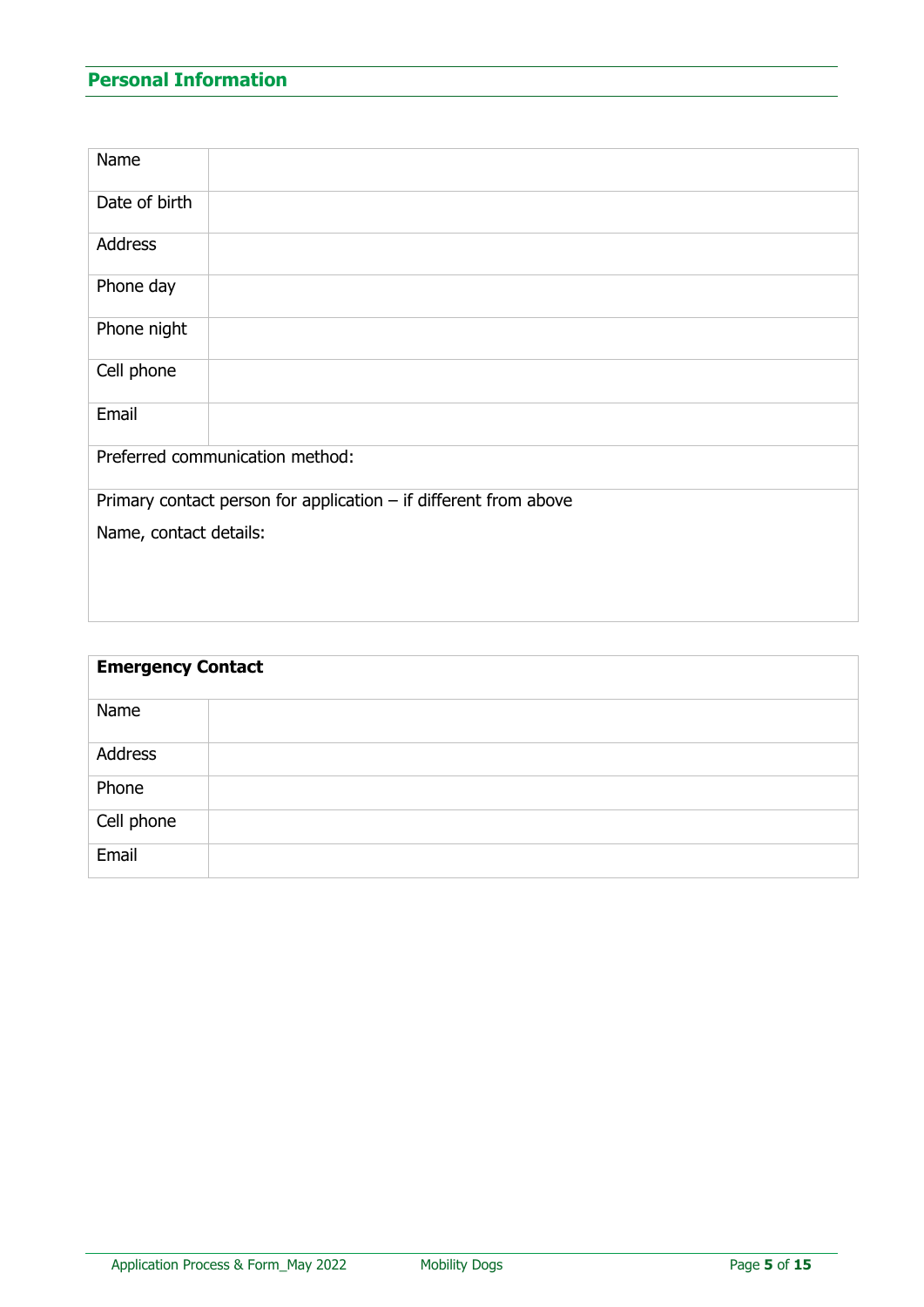## Personal Information

| | |
|---|---|
| Name | |
| Date of birth | |
| Address | |
| Phone day | |
| Phone night | |
| Cell phone | |
| Email | |
| Preferred communication method: | |
| Primary contact person for application – if different from above<br>Name, contact details: | |

| **Emergency Contact** | |
|---|---|
| Name | |
| Address | |
| Phone | |
| Cell phone | |
| Email | |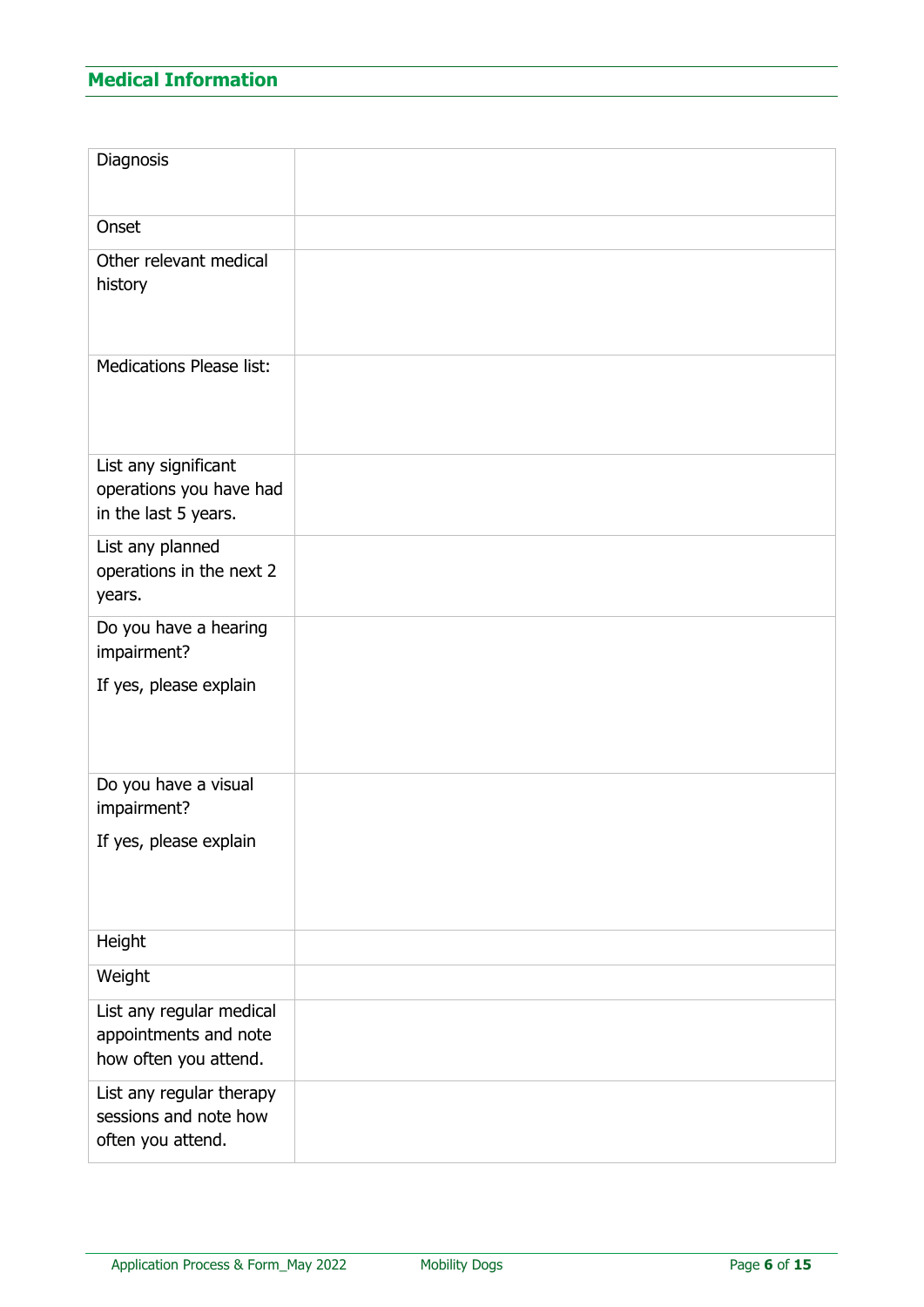## Medical Information

| | |
|---|---|
| Diagnosis | |
| Onset | |
| Other relevant medical history | |
| Medications Please list: | |
| List any significant operations you have had in the last 5 years. | |
| List any planned operations in the next 2 years. | |
| Do you have a hearing impairment?<br><br>If yes, please explain | |
| Do you have a visual impairment?<br><br>If yes, please explain | |
| Height | |
| Weight | |
| List any regular medical appointments and note how often you attend. | |
| List any regular therapy sessions and note how often you attend. | |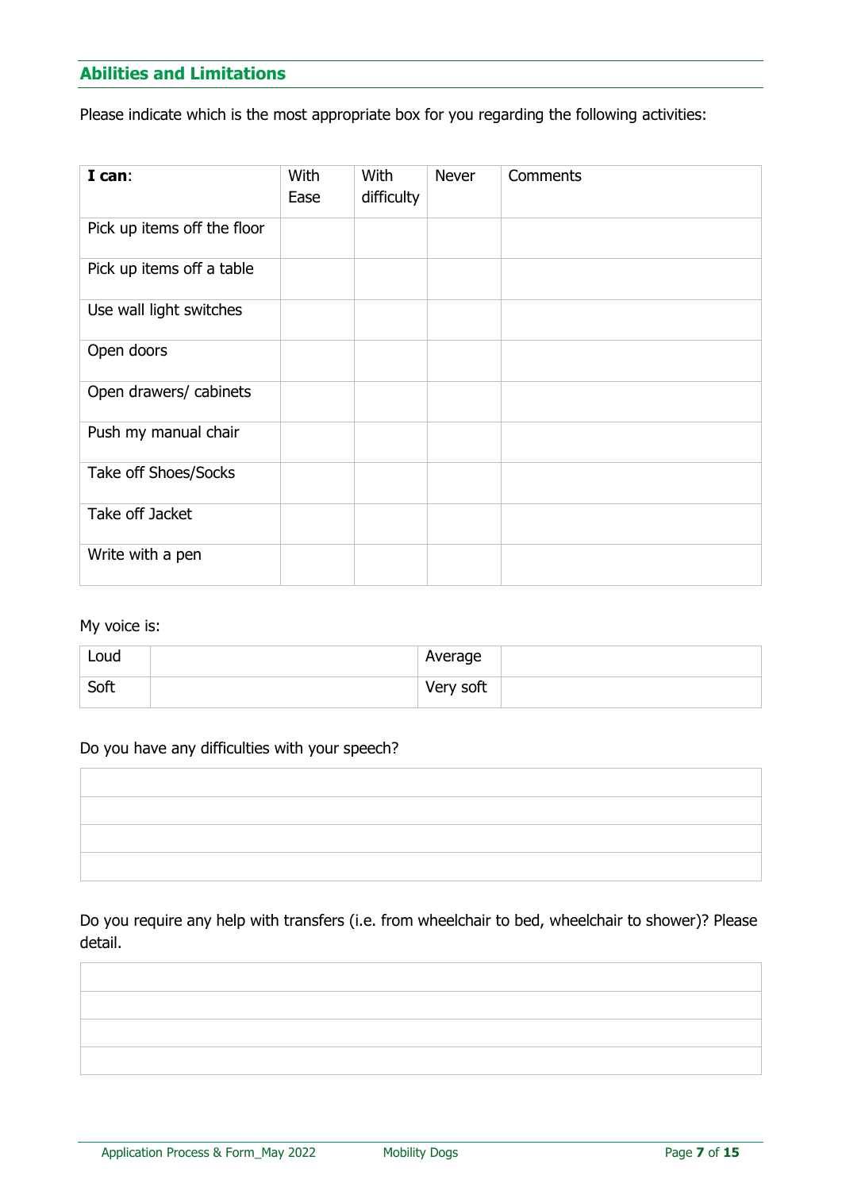## Abilities and Limitations

Please indicate which is the most appropriate box for you regarding the following activities:

| **I can**: | With Ease | With difficulty | Never | Comments |
|---|---|---|---|---|
| Pick up items off the floor | | | | |
| Pick up items off a table | | | | |
| Use wall light switches | | | | |
| Open doors | | | | |
| Open drawers/ cabinets | | | | |
| Push my manual chair | | | | |
| Take off Shoes/Socks | | | | |
| Take off Jacket | | | | |
| Write with a pen | | | | |

My voice is:

| | | | |
|---|---|---|---|
| Loud | | Average | |
| Soft | | Very soft | |

Do you have any difficulties with your speech?

| |
|---|
| |
| |
| |
| |

Do you require any help with transfers (i.e. from wheelchair to bed, wheelchair to shower)? Please detail.

| |
|---|
| |
| |
| |
| |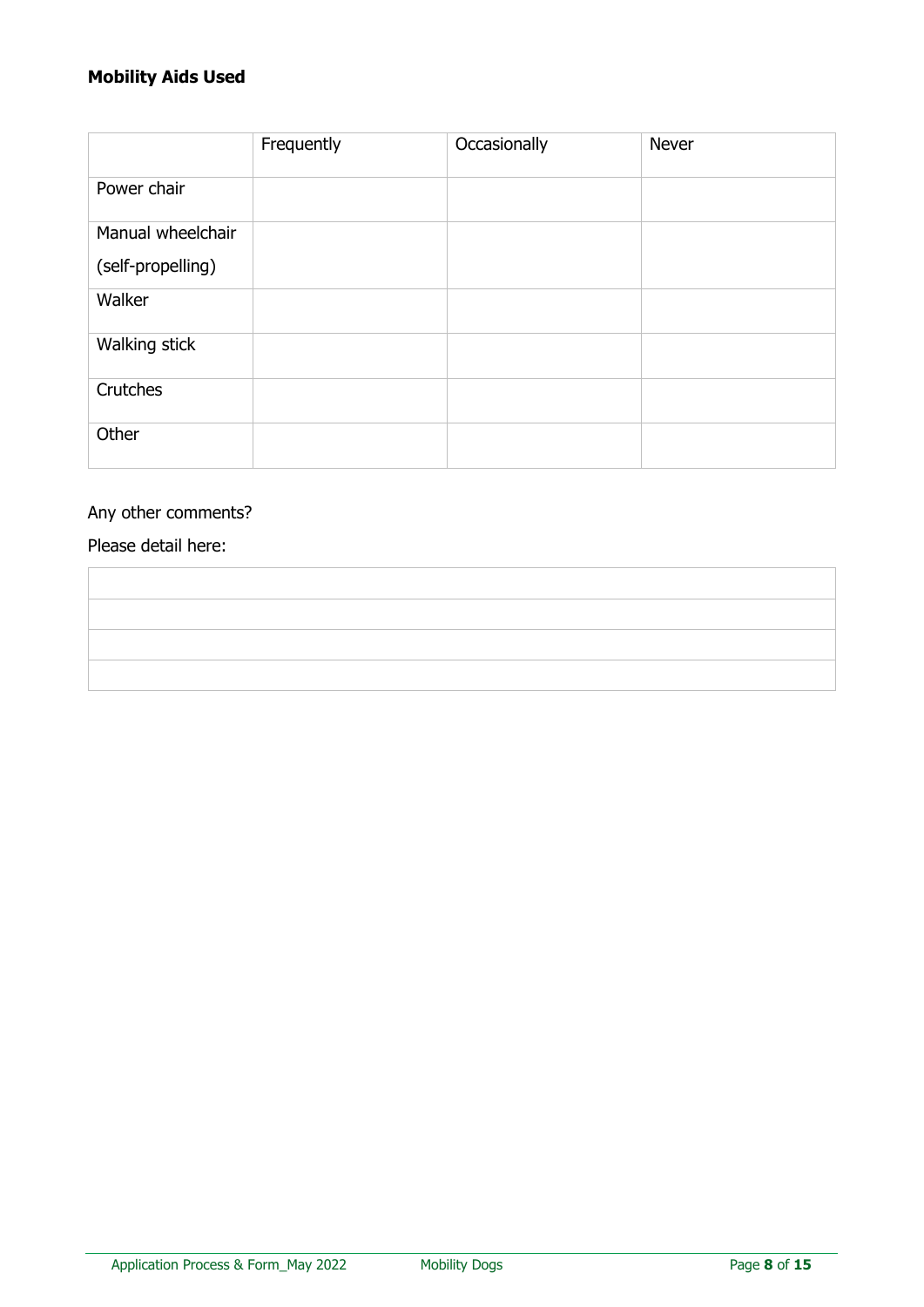**Mobility Aids Used**

| | Frequently | Occasionally | Never |
|---|---|---|---|
| Power chair | | | |
| Manual wheelchair (self-propelling) | | | |
| Walker | | | |
| Walking stick | | | |
| Crutches | | | |
| Other | | | |

Any other comments?

Please detail here:

| |
|---|
| |
| |
| |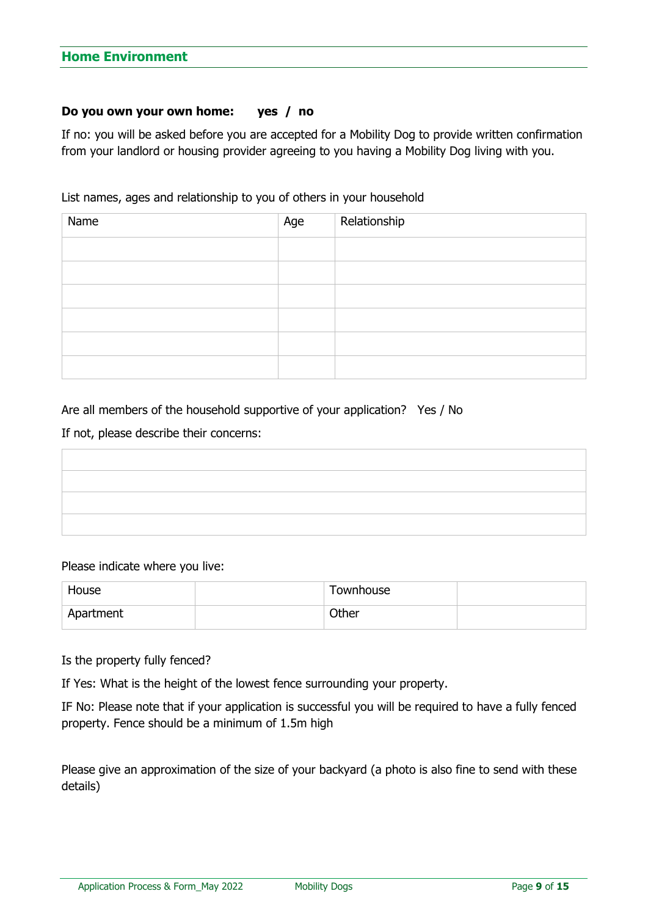## Home Environment

**Do you own your own home: yes / no**

If no: you will be asked before you are accepted for a Mobility Dog to provide written confirmation from your landlord or housing provider agreeing to you having a Mobility Dog living with you.

List names, ages and relationship to you of others in your household

| Name | Age | Relationship |
|---|---|---|
| | | |
| | | |
| | | |
| | | |
| | | |
| | | |

Are all members of the household supportive of your application? Yes / No

If not, please describe their concerns:

| |
|---|
| |
| |
| |
| |

Please indicate where you live:

| | | | |
|---|---|---|---|
| House | | Townhouse | |
| Apartment | | Other | |

Is the property fully fenced?

If Yes: What is the height of the lowest fence surrounding your property.

IF No: Please note that if your application is successful you will be required to have a fully fenced property. Fence should be a minimum of 1.5m high

Please give an approximation of the size of your backyard (a photo is also fine to send with these details)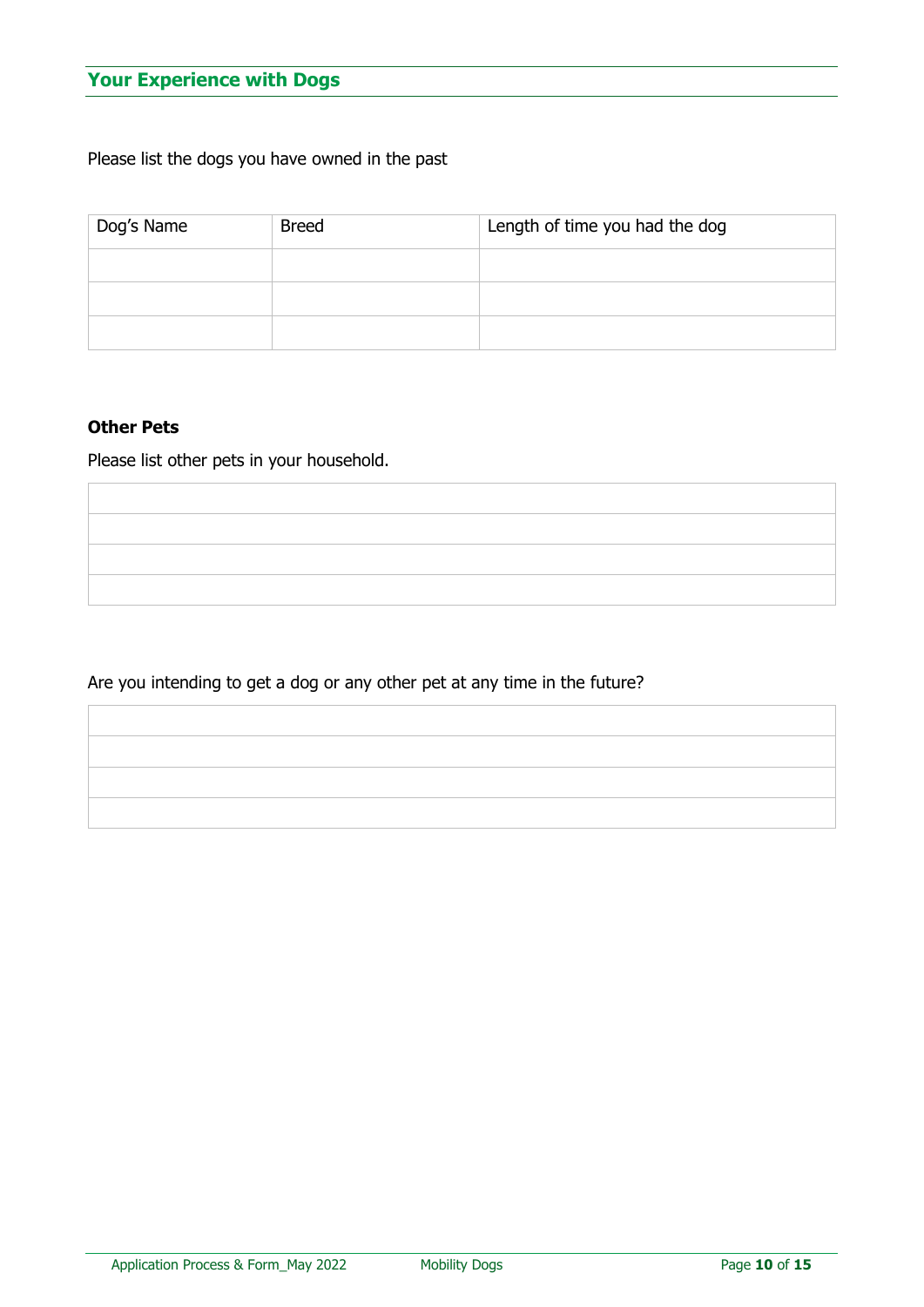## Your Experience with Dogs

Please list the dogs you have owned in the past

| Dog's Name | Breed | Length of time you had the dog |
|---|---|---|
| | | |
| | | |
| | | |

### Other Pets

Please list other pets in your household.

| |
|---|
| |
| |
| |
| |

Are you intending to get a dog or any other pet at any time in the future?

| |
|---|
| |
| |
| |
| |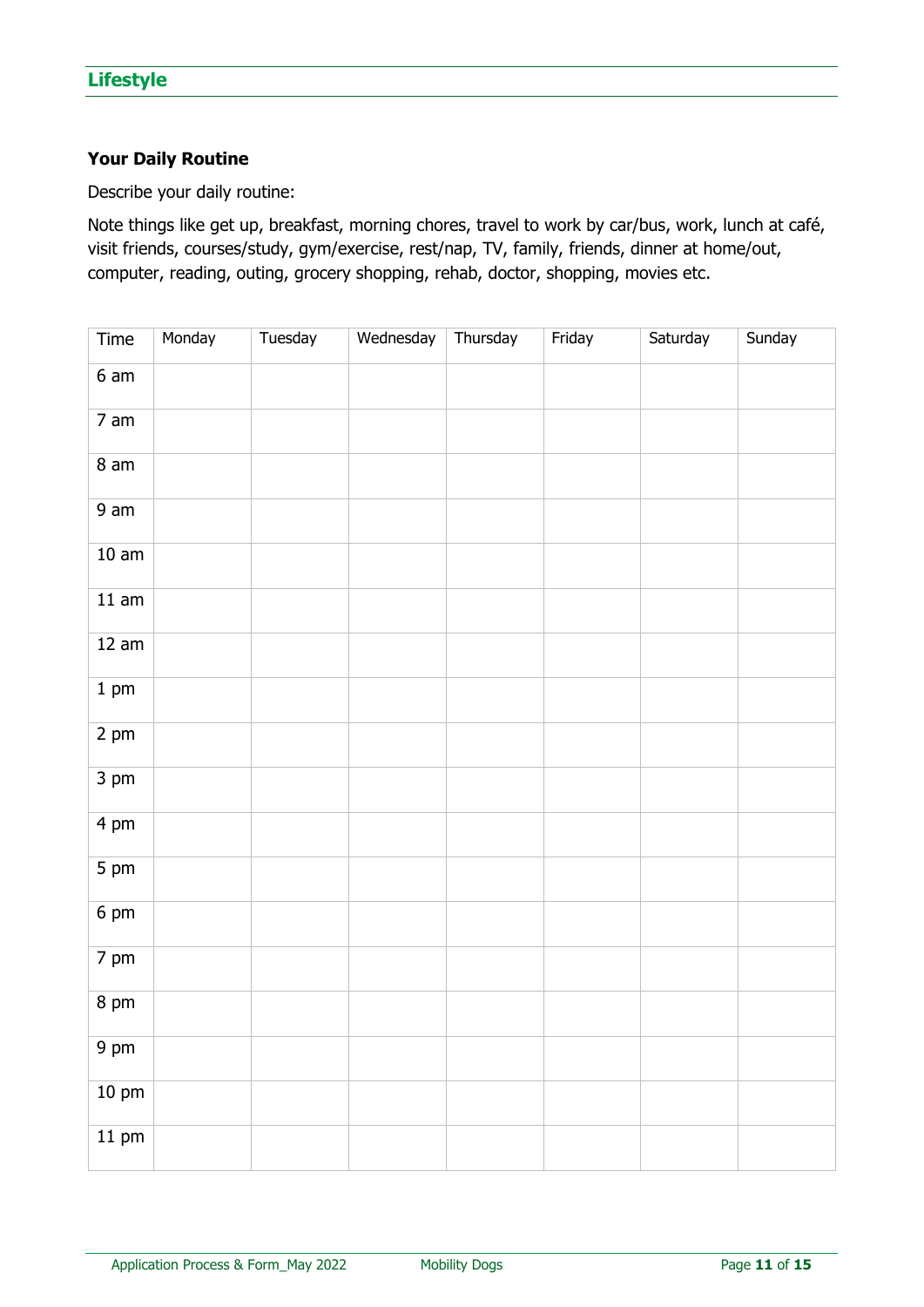## Lifestyle

**Your Daily Routine**

Describe your daily routine:

Note things like get up, breakfast, morning chores, travel to work by car/bus, work, lunch at café, visit friends, courses/study, gym/exercise, rest/nap, TV, family, friends, dinner at home/out, computer, reading, outing, grocery shopping, rehab, doctor, shopping, movies etc.

| Time | Monday | Tuesday | Wednesday | Thursday | Friday | Saturday | Sunday |
|---|---|---|---|---|---|---|---|
| 6 am | | | | | | | |
| 7 am | | | | | | | |
| 8 am | | | | | | | |
| 9 am | | | | | | | |
| 10 am | | | | | | | |
| 11 am | | | | | | | |
| 12 am | | | | | | | |
| 1 pm | | | | | | | |
| 2 pm | | | | | | | |
| 3 pm | | | | | | | |
| 4 pm | | | | | | | |
| 5 pm | | | | | | | |
| 6 pm | | | | | | | |
| 7 pm | | | | | | | |
| 8 pm | | | | | | | |
| 9 pm | | | | | | | |
| 10 pm | | | | | | | |
| 11 pm | | | | | | | |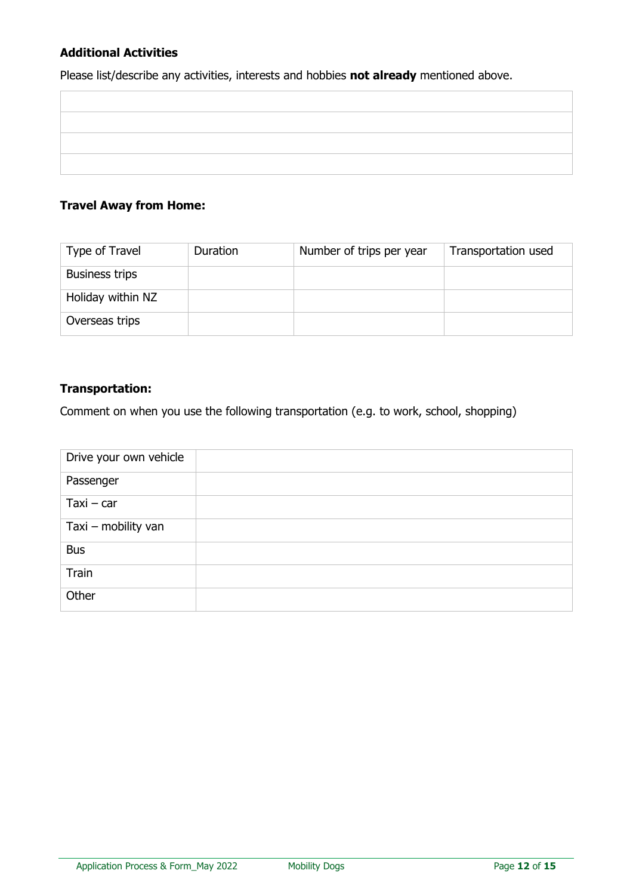### Additional Activities

Please list/describe any activities, interests and hobbies **not already** mentioned above.

| |
|---|
| |
| |
| |
| |

### Travel Away from Home:

| Type of Travel | Duration | Number of trips per year | Transportation used |
|---|---|---|---|
| Business trips | | | |
| Holiday within NZ | | | |
| Overseas trips | | | |

### Transportation:

Comment on when you use the following transportation (e.g. to work, school, shopping)

| | |
|---|---|
| Drive your own vehicle | |
| Passenger | |
| Taxi – car | |
| Taxi – mobility van | |
| Bus | |
| Train | |
| Other | |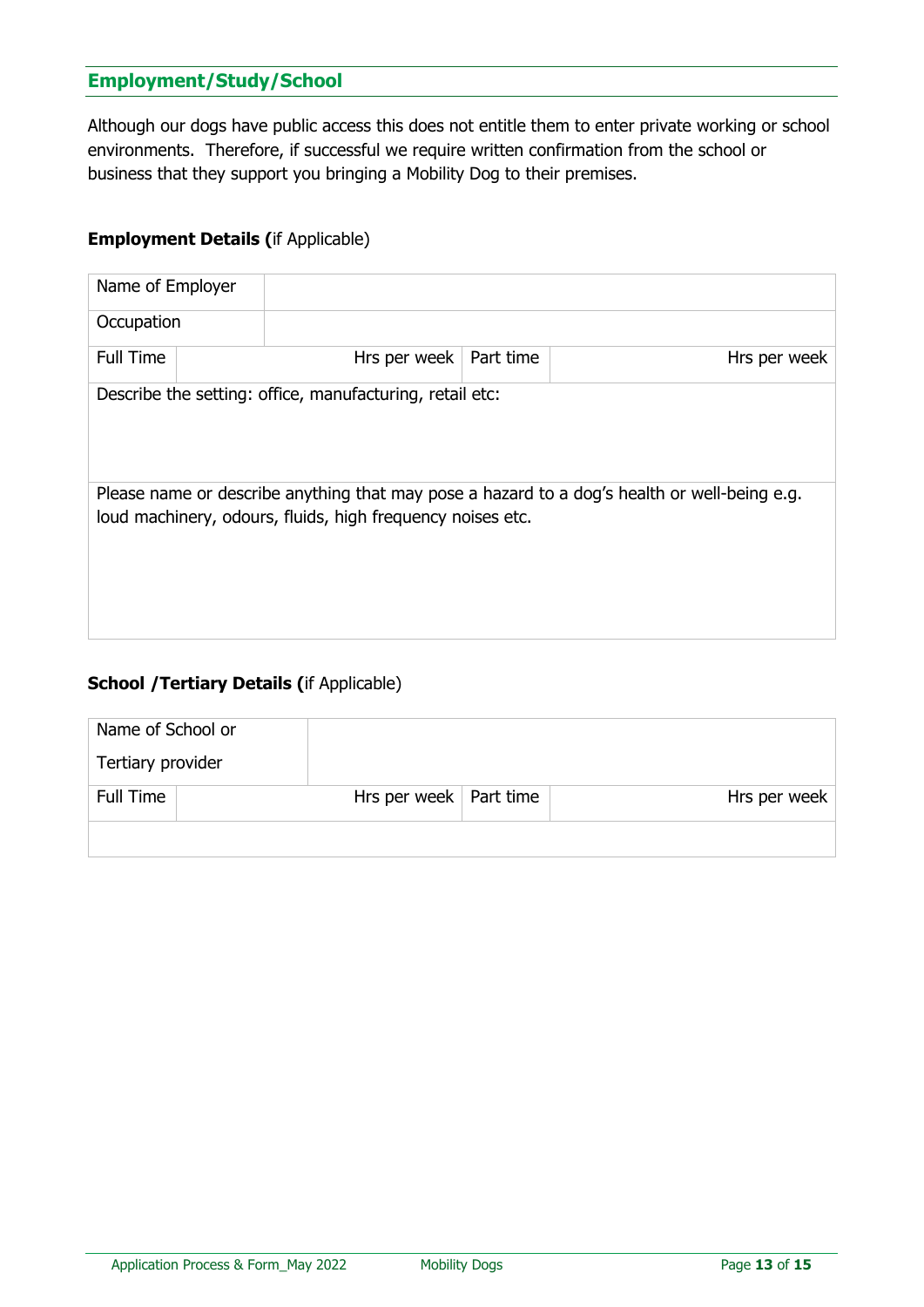## Employment/Study/School

Although our dogs have public access this does not entitle them to enter private working or school environments. Therefore, if successful we require written confirmation from the school or business that they support you bringing a Mobility Dog to their premises.

**Employment Details (**if Applicable)

| | | | |
|---|---|---|---|
| Name of Employer | | | |
| Occupation | | | |
| Full Time | Hrs per week | Part time | Hrs per week |
| Describe the setting: office, manufacturing, retail etc: | | | |
| Please name or describe anything that may pose a hazard to a dog's health or well-being e.g. loud machinery, odours, fluids, high frequency noises etc. | | | |

**School /Tertiary Details (**if Applicable)

| | | | |
|---|---|---|---|
| Name of School or Tertiary provider | | | |
| Full Time | Hrs per week | Part time | Hrs per week |
| | | | |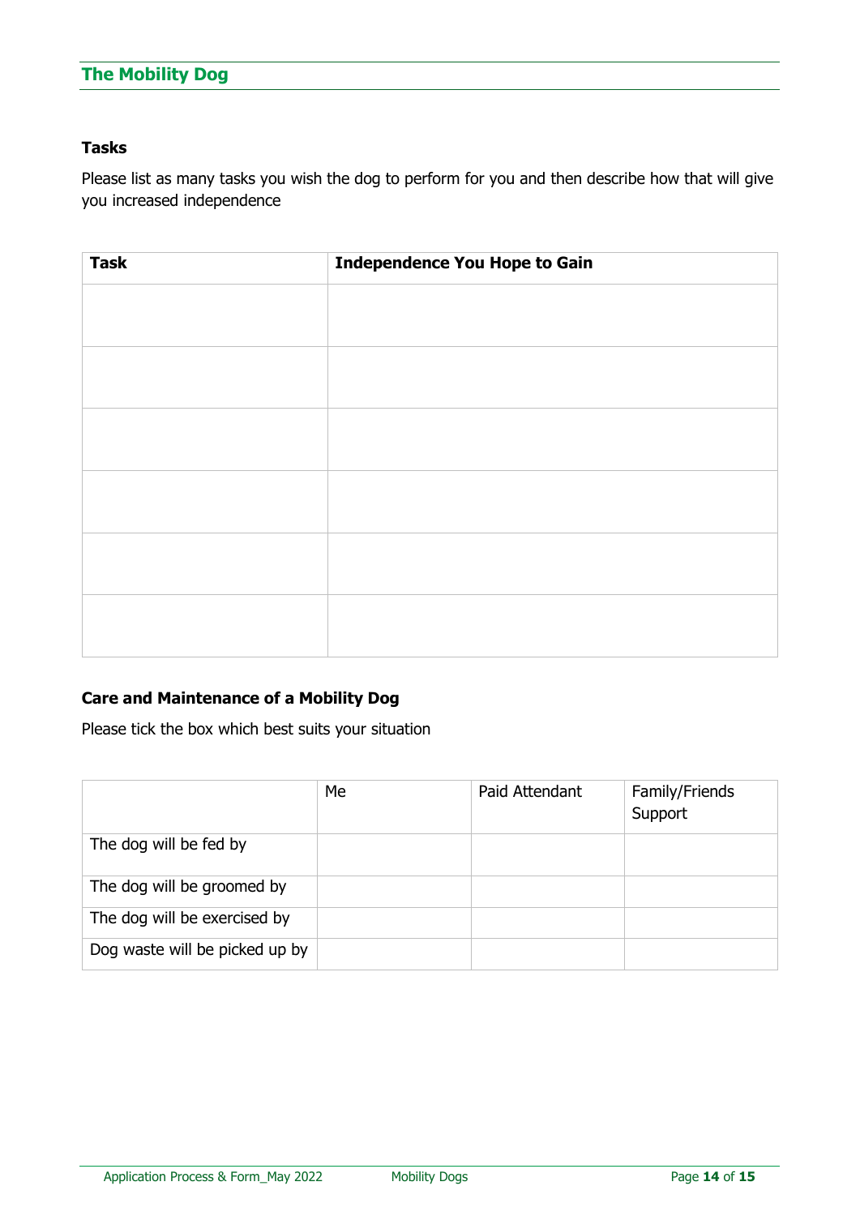## The Mobility Dog

### Tasks

Please list as many tasks you wish the dog to perform for you and then describe how that will give you increased independence

| Task | Independence You Hope to Gain |
| --- | --- |
| | |
| | |
| | |
| | |
| | |
| | |

### Care and Maintenance of a Mobility Dog

Please tick the box which best suits your situation

| | Me | Paid Attendant | Family/Friends Support |
| --- | --- | --- | --- |
| The dog will be fed by | | | |
| The dog will be groomed by | | | |
| The dog will be exercised by | | | |
| Dog waste will be picked up by | | | |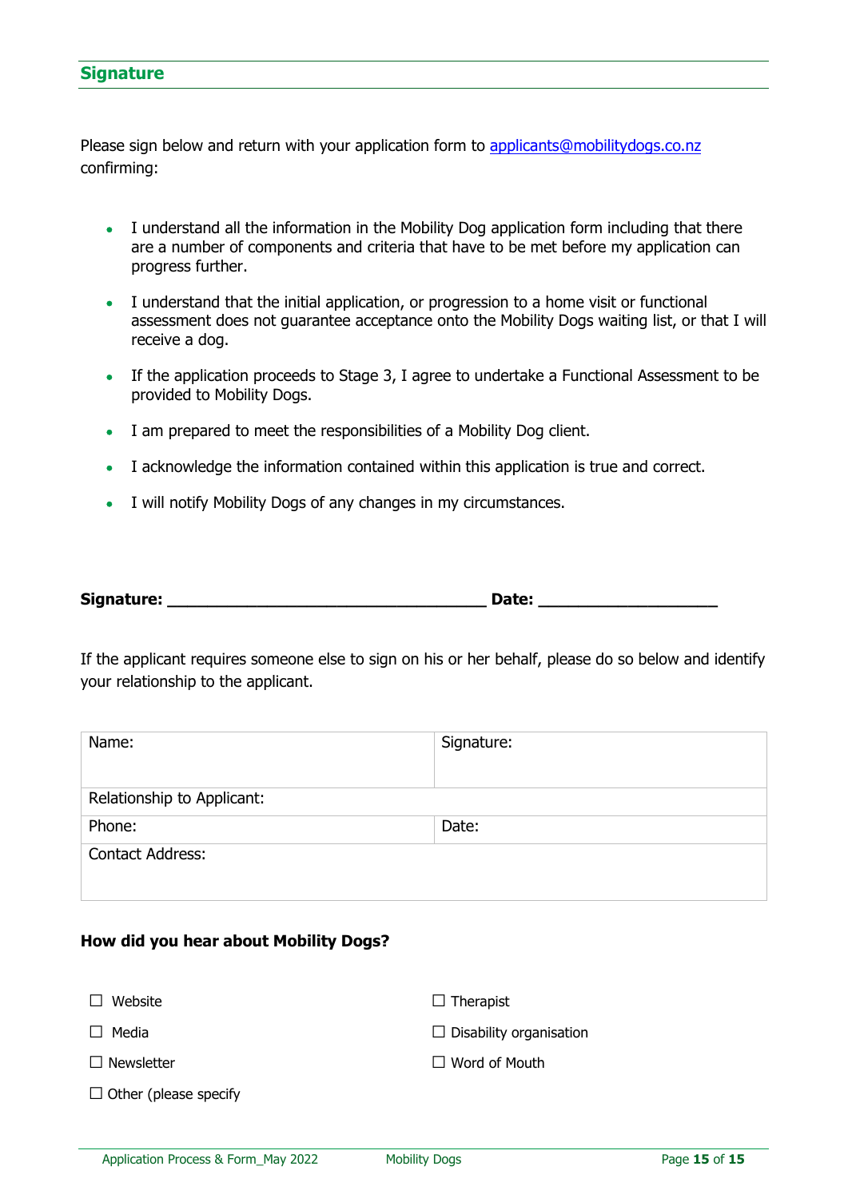## Signature

Please sign below and return with your application form to applicants@mobilitydogs.co.nz confirming:

- I understand all the information in the Mobility Dog application form including that there are a number of components and criteria that have to be met before my application can progress further.
- I understand that the initial application, or progression to a home visit or functional assessment does not guarantee acceptance onto the Mobility Dogs waiting list, or that I will receive a dog.
- If the application proceeds to Stage 3, I agree to undertake a Functional Assessment to be provided to Mobility Dogs.
- I am prepared to meet the responsibilities of a Mobility Dog client.
- I acknowledge the information contained within this application is true and correct.
- I will notify Mobility Dogs of any changes in my circumstances.

**Signature: ___________________________________ Date: ___________________**

If the applicant requires someone else to sign on his or her behalf, please do so below and identify your relationship to the applicant.

| | |
|---|---|
| Name: | Signature: |
| Relationship to Applicant: | |
| Phone: | Date: |
| Contact Address: | |

**How did you hear about Mobility Dogs?**

☐ Website
☐ Media
☐ Newsletter
☐ Other (please specify
☐ Therapist
☐ Disability organisation
☐ Word of Mouth